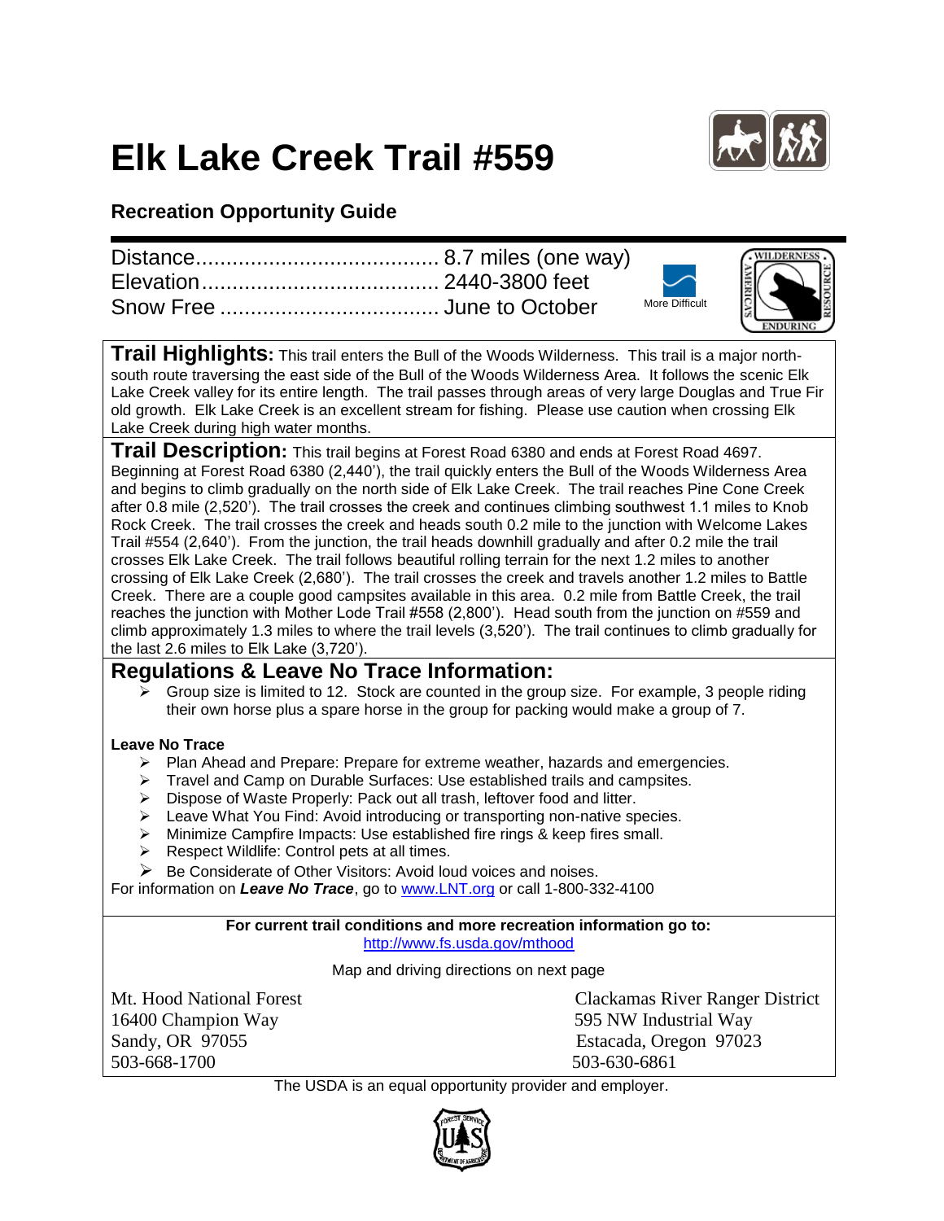# Elk Lake Creek Trail #559

## Recreation Opportunity Guide

Distance........................................ 8.7 miles (one way)
Elevation....................................... 2440-3800 feet
Snow Free .................................... June to October

More Difficult

**Trail Highlights:** This trail enters the Bull of the Woods Wilderness. This trail is a major north-south route traversing the east side of the Bull of the Woods Wilderness Area. It follows the scenic Elk Lake Creek valley for its entire length. The trail passes through areas of very large Douglas and True Fir old growth. Elk Lake Creek is an excellent stream for fishing. Please use caution when crossing Elk Lake Creek during high water months.

**Trail Description:** This trail begins at Forest Road 6380 and ends at Forest Road 4697. Beginning at Forest Road 6380 (2,440'), the trail quickly enters the Bull of the Woods Wilderness Area and begins to climb gradually on the north side of Elk Lake Creek. The trail reaches Pine Cone Creek after 0.8 mile (2,520'). The trail crosses the creek and continues climbing southwest 1.1 miles to Knob Rock Creek. The trail crosses the creek and heads south 0.2 mile to the junction with Welcome Lakes Trail #554 (2,640'). From the junction, the trail heads downhill gradually and after 0.2 mile the trail crosses Elk Lake Creek. The trail follows beautiful rolling terrain for the next 1.2 miles to another crossing of Elk Lake Creek (2,680'). The trail crosses the creek and travels another 1.2 miles to Battle Creek. There are a couple good campsites available in this area. 0.2 mile from Battle Creek, the trail reaches the junction with Mother Lode Trail #558 (2,800'). Head south from the junction on #559 and climb approximately 1.3 miles to where the trail levels (3,520'). The trail continues to climb gradually for the last 2.6 miles to Elk Lake (3,720').

## Regulations & Leave No Trace Information:

- Group size is limited to 12. Stock are counted in the group size. For example, 3 people riding their own horse plus a spare horse in the group for packing would make a group of 7.

**Leave No Trace**

- Plan Ahead and Prepare: Prepare for extreme weather, hazards and emergencies.
- Travel and Camp on Durable Surfaces: Use established trails and campsites.
- Dispose of Waste Properly: Pack out all trash, leftover food and litter.
- Leave What You Find: Avoid introducing or transporting non-native species.
- Minimize Campfire Impacts: Use established fire rings & keep fires small.
- Respect Wildlife: Control pets at all times.
- Be Considerate of Other Visitors: Avoid loud voices and noises.

For information on ***Leave No Trace***, go to www.LNT.org or call 1-800-332-4100

**For current trail conditions and more recreation information go to:**
http://www.fs.usda.gov/mthood

Map and driving directions on next page

Mt. Hood National Forest
16400 Champion Way
Sandy, OR 97055
503-668-1700

Clackamas River Ranger District
595 NW Industrial Way
Estacada, Oregon 97023
503-630-6861

The USDA is an equal opportunity provider and employer.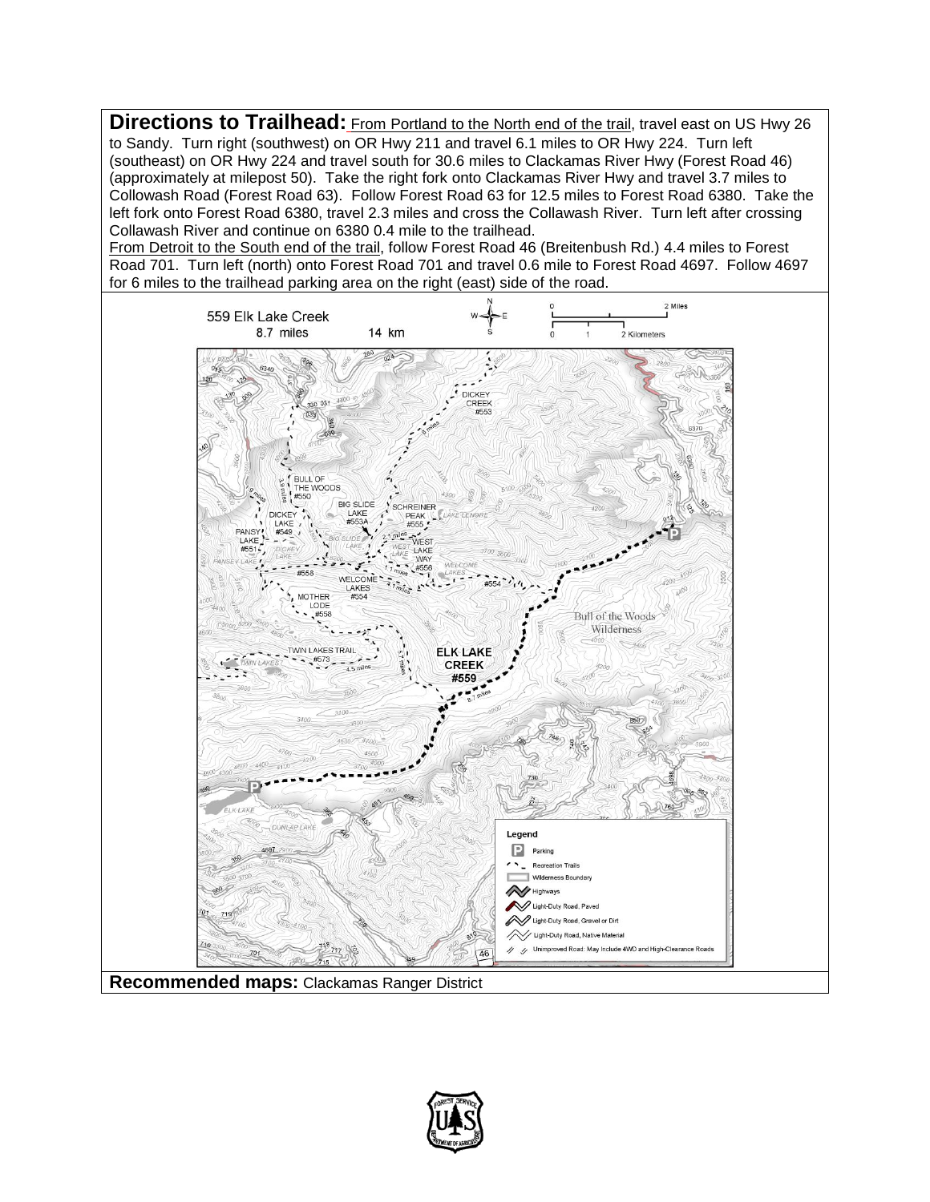**Directions to Trailhead:** From Portland to the North end of the trail, travel east on US Hwy 26 to Sandy. Turn right (southwest) on OR Hwy 211 and travel 6.1 miles to OR Hwy 224. Turn left (southeast) on OR Hwy 224 and travel south for 30.6 miles to Clackamas River Hwy (Forest Road 46) (approximately at milepost 50). Take the right fork onto Clackamas River Hwy and travel 3.7 miles to Collowash Road (Forest Road 63). Follow Forest Road 63 for 12.5 miles to Forest Road 6380. Take the left fork onto Forest Road 6380, travel 2.3 miles and cross the Collawash River. Turn left after crossing Collawash River and continue on 6380 0.4 mile to the trailhead.

From Detroit to the South end of the trail, follow Forest Road 46 (Breitenbush Rd.) 4.4 miles to Forest Road 701. Turn left (north) onto Forest Road 701 and travel 0.6 mile to Forest Road 4697. Follow 4697 for 6 miles to the trailhead parking area on the right (east) side of the road.

559 Elk Lake Creek
8.7 miles 14 km

**Recommended maps:** Clackamas Ranger District